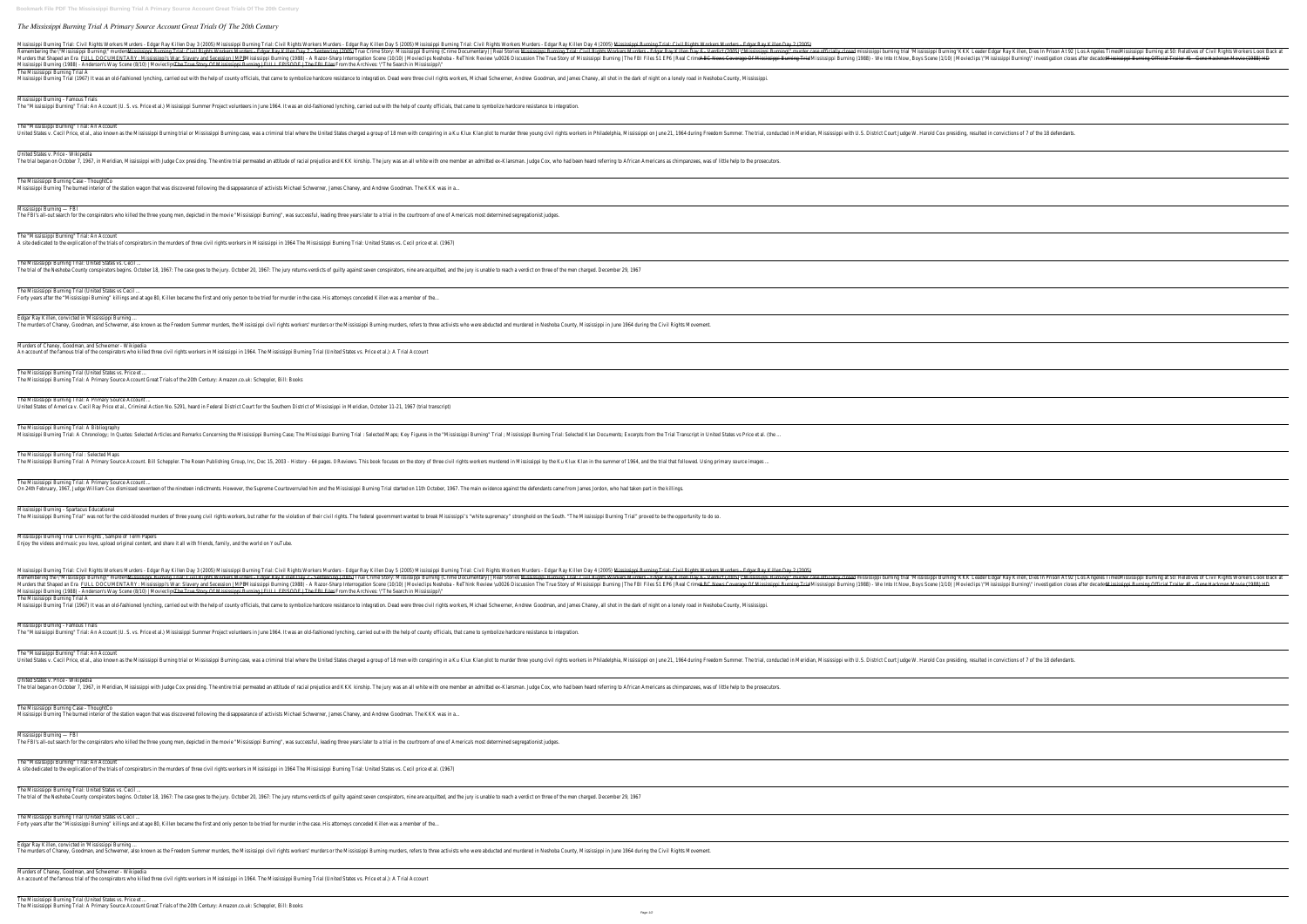# The Mississippi Burning Trial A Primary Source Account Great Trials Of The 20th Century

Mississippi Burning Trial: Civil Rights Workers Murders - Edgar Ray Killen Day 3 (2005) Mississippi Burning Trial: Civil Rights Workers Murders - Edgar Ray Killen Day 5 (2005) Mississippi Burning Trial: Civil Rights Workers Murders - Edgar Ray Killen Day 4 (2005) Mississippi Burning Trial: Civil Rights Workers Murders - Edgar Ray Killen Day 2 (2005)

Remembering the \"Mississippi Burning\" murders Mississippi Burning Trial: Civil Rights Workers Murders - Edgar Ray Killen Day 7 - Sentencing (2005) True Crime Story: Mississippi Burning (Crime Documentary) | Real Stories Mississippi Burning Trial: Civil Rights Workers Murders - Edgar Ray Killen Day 6 - Verdict (2005) \"Mississippi Burning\" murder case officially closed mississippi burning trial 'Mississippi Burning' KKK Leader Edgar Ray Killen, Dies In Prison At 92 | Los Angeles Times Mississippi Burning at 50: Relatives of Civil Rights Workers Look Back at Murders that Shaped an Era FULL DOCUMENTARY - Mississippi's War: Slavery and Secession | MPB Mississippi Burning (1988) - A Razor-Sharp Interrogation Scene (10/10) | Movieclips Neshoba - ReThink Review \u0026 Discussion The True Story of Mississippi Burning | The FBI Files S1 E6 | Real Crime ABC News Coverage Of Mississippi Burning Trial Mississippi Burning (1988) - We Into It Now, Boys Scene (1/10) | Movieclips \"Mississippi Burning\" investigation closes after decades Mississippi Burning Official Trailer #1 - Gene Hackman Movie (1988) HD Mississippi Burning (1988) - Anderson's Way Scene (8/10) | Movieclips The True Story Of Mississippi Burning | FULL EPISODE | The FBI Files From the Archives: \"The Search in Mississippi\"

The Mississippi Burning Trial A

Mississippi Burning Trial (1967) It was an old-fashioned lynching, carried out with the help of county officials, that came to symbolize hardcore resistance to integration. Dead were three civil rights workers, Michael Schwerner, Andrew Goodman, and James Chaney, all shot in the dark of night on a lonely road in Neshoba County, Mississippi.

Mississippi Burning - Famous Trials

The "Mississippi Burning" Trial: An Account (U. S. vs. Price et al.) Mississippi Summer Project volunteers in June 1964. It was an old-fashioned lynching, carried out with the help of county officials, that came to symbolize hardcore resistance to integration.

The "Mississippi Burning" Trial: An Account

United States v. Cecil Price, et al., also known as the Mississippi Burning trial or Mississippi Burning case, was a criminal trial where the United States charged a group of 18 men with conspiring in a Ku Klux Klan plot to murder three young civil rights workers in Philadelphia, Mississippi on June 21, 1964-during Freedom Summer. The trial, conducted in Meridian, Mississippi with U. S. District Court Judge W. Harold Cox presiding, resulted in convictions of 7 of the 18 defendants.

United States v. Price - Wikipedia

The trial began on October 7, 1967, in Meridian, Mississippi with Judge Cox presiding. The entire trial permeated an attitude of racial prejudice and KKK kinship. The jury was an all white with one member an admitted ex-Klansman. Judge Cox, who had been heard referring to African Americans as chimpanzees, was of little help to the prosecutors.

The Mississippi Burning Case - ThoughtCo

Mississippi Burning The burned interior of the station wagon that was discovered following the disappearance of activists Michael Schwerner, James Chaney, and Andrew Goodman. The KKK was in a...

Mississippi Burning — FBI

The FBI's all-out search for the conspirators who killed the three young men, depicted in the movie "Mississippi Burning", was successful, leading three years later to a trial in the courtroom of one of America's most determined segregationist judges.

The "Mississippi Burning" Trial: An Account

A site dedicated to the explication of the trials of conspirators in the murders of three civil rights workers in Mississippi in 1964 The Mississippi Burning Trial: United States vs. Cecil price et al. (1967)

The Mississippi Burning Trial: United States vs. Cecil ...

The trial of the Neshoba County conspirators begins. October 18, 1967: The case goes to the jury. October 20, 1967: The jury returns verdicts of guilty against seven conspirators, nine are acquitted, and the jury is unable to reach a verdict on three of the men charged. December 29, 1967

The Mississippi Burning Trial (United States vs Cecil ...

Forty years after the "Mississippi Burning" killings and at age 80, Killen became the first and only person to be tried for murder in the case. His attorneys conceded Killen was a member of the...

Edgar Ray Killen, convicted in 'Mississippi Burning ...

The murders of Chaney, Goodman, and Schwerner, also known as the Freedom Summer murders, the Mississippi civil rights workers' murders or the Mississippi Burning murders, refers to three activists who were abducted and murdered in Neshoba County, Mississippi in June 1964 during the Civil Rights Movement.

Murders of Chaney, Goodman, and Schwerner - Wikipedia

An account of the famous trial of the conspirators who killed three civil rights workers in Mississippi in 1964. The Mississippi Burning Trial (United States vs. Price et al.): A Trial Account

The Mississippi Burning Trial (United States vs. Price et ...

The Mississippi Burning Trial: A Primary Source Account Great Trials of the 20th Century: Amazon.co.uk: Scheppler, Bill: Books

The Mississippi Burning Trial: A Primary Source Account ...

United States of America v. Cecil Ray Price et al., Criminal Action No. 5291, heard in Federal District Court for the Southern District of Mississippi in Meridian, October 11-21, 1967 (trial transcript)

The Mississippi Burning Trial: A Bibliography

Mississippi Burning Trial: A Chronology; In Quotes: Selected Articles and Remarks Concerning the Mississippi Burning Case; The Mississippi Burning Trial : Selected Maps; Key Figures in the "Mississippi Burning" Trial ; Mississippi Burning Trial: Selected Klan Documents; Excerpts from the Trial Transcript in United States vs Price et al. (the ...

The Mississippi Burning Trial : Selected Maps

The Mississippi Burning Trial: A Primary Source Account. Bill Scheppler. The Rosen Publishing Group, Inc, Dec 15, 2003 - History - 64 pages. 0 Reviews. This book focuses on the story of three civil rights workers murdered in Mississippi by the Ku Klux Klan in the summer of 1964, and the trial that followed. Using primary source images ...

The Mississippi Burning Trial: A Primary Source Account ...

On 24th February, 1967, Judge William Cox dismissed seventeen of the nineteen indictments. However, the Supreme Court overruled him and the Mississippi Burning Trial started on 11th October, 1967. The main evidence against the defendants came from James Jordon, who had taken part in the killings.

Mississippi Burning - Spartacus Educational

The Mississippi Burning Trial" was not for the cold-blooded murders of three young civil rights workers, but rather for the violation of their civil rights. The federal government wanted to break Mississippi's "white supremacy" stronghold on the South. "The Mississippi Burning Trial" proved to be the opportunity to do so.

Mississippi Burning Trial Civil Rights , Sample of Term Papers

Enjoy the videos and music you love, upload original content, and share it all with friends, family, and the world on YouTube.

Mississippi Burning Trial: Civil Rights Workers Murders - Edgar Ray Killen Day 3 (2005) Mississippi Burning Trial: Civil Rights Workers Murders - Edgar Ray Killen Day 5 (2005) Mississippi Burning Trial: Civil Rights Workers Murders - Edgar Ray Killen Day 4 (2005) Mississippi Burning Trial: Civil Rights Workers Murders - Edgar Ray Killen Day 2 (2005)

Remembering the \"Mississippi Burning\" murders Mississippi Burning Trial: Civil Rights Workers Murders - Edgar Ray Killen Day 7 - Sentencing (2005) True Crime Story: Mississippi Burning (Crime Documentary) | Real Stories Mississippi Burning Trial: Civil Rights Workers Murders - Edgar Ray Killen Day 6 - Verdict (2005) \"Mississippi Burning\" murder case officially closed mississippi burning trial 'Mississippi Burning' KKK Leader Edgar Ray Killen, Dies In Prison At 92 | Los Angeles Times Mississippi Burning at 50: Relatives of Civil Rights Workers Look Back at Murders that Shaped an Era FULL DOCUMENTARY - Mississippi's War: Slavery and Secession | MPB Mississippi Burning (1988) - A Razor-Sharp Interrogation Scene (10/10) | Movieclips Neshoba - ReThink Review \u0026 Discussion The True Story of Mississippi Burning | The FBI Files S1 E6 | Real Crime ABC News Coverage Of Mississippi Burning Trial Mississippi Burning (1988) - We Into It Now, Boys Scene (1/10) | Movieclips \"Mississippi Burning\" investigation closes after decades Mississippi Burning Official Trailer #1 - Gene Hackman Movie (1988) HD Mississippi Burning (1988) - Anderson's Way Scene (8/10) | Movieclips The True Story Of Mississippi Burning | FULL EPISODE | The FBI Files From the Archives: \"The Search in Mississippi\"

The Mississippi Burning Trial A

Mississippi Burning Trial (1967) It was an old-fashioned lynching, carried out with the help of county officials, that came to symbolize hardcore resistance to integration. Dead were three civil rights workers, Michael Schwerner, Andrew Goodman, and James Chaney, all shot in the dark of night on a lonely road in Neshoba County, Mississippi.

Mississippi Burning - Famous Trials

The "Mississippi Burning" Trial: An Account (U. S. vs. Price et al.) Mississippi Summer Project volunteers in June 1964. It was an old-fashioned lynching, carried out with the help of county officials, that came to symbolize hardcore resistance to integration.

The "Mississippi Burning" Trial: An Account

United States v. Cecil Price, et al., also known as the Mississippi Burning trial or Mississippi Burning case, was a criminal trial where the United States charged a group of 18 men with conspiring in a Ku Klux Klan plot to murder three young civil rights workers in Philadelphia, Mississippi on June 21, 1964-during Freedom Summer. The trial, conducted in Meridian, Mississippi with U. S. District Court Judge W. Harold Cox presiding, resulted in convictions of 7 of the 18 defendants.

United States v. Price - Wikipedia

The trial began on October 7, 1967, in Meridian, Mississippi with Judge Cox presiding. The entire trial permeated an attitude of racial prejudice and KKK kinship. The jury was an all white with one member an admitted ex-Klansman. Judge Cox, who had been heard referring to African Americans as chimpanzees, was of little help to the prosecutors.

The Mississippi Burning Case - ThoughtCo

Mississippi Burning The burned interior of the station wagon that was discovered following the disappearance of activists Michael Schwerner, James Chaney, and Andrew Goodman. The KKK was in a...

Mississippi Burning — FBI

The FBI's all-out search for the conspirators who killed the three young men, depicted in the movie "Mississippi Burning", was successful, leading three years later to a trial in the courtroom of one of America's most determined segregationist judges.

The "Mississippi Burning" Trial: An Account

A site dedicated to the explication of the trials of conspirators in the murders of three civil rights workers in Mississippi in 1964 The Mississippi Burning Trial: United States vs. Cecil price et al. (1967)

The Mississippi Burning Trial: United States vs. Cecil ...

The trial of the Neshoba County conspirators begins. October 18, 1967: The case goes to the jury. October 20, 1967: The jury returns verdicts of guilty against seven conspirators, nine are acquitted, and the jury is unable to reach a verdict on three of the men charged. December 29, 1967

The Mississippi Burning Trial (United States vs Cecil ...

Forty years after the "Mississippi Burning" killings and at age 80, Killen became the first and only person to be tried for murder in the case. His attorneys conceded Killen was a member of the...

Edgar Ray Killen, convicted in 'Mississippi Burning ...

The murders of Chaney, Goodman, and Schwerner, also known as the Freedom Summer murders, the Mississippi civil rights workers' murders or the Mississippi Burning murders, refers to three activists who were abducted and murdered in Neshoba County, Mississippi in June 1964 during the Civil Rights Movement.

Murders of Chaney, Goodman, and Schwerner - Wikipedia

An account of the famous trial of the conspirators who killed three civil rights workers in Mississippi in 1964. The Mississippi Burning Trial (United States vs. Price et al.): A Trial Account

The Mississippi Burning Trial (United States vs. Price et ...

The Mississippi Burning Trial: A Primary Source Account Great Trials of the 20th Century: Amazon.co.uk: Scheppler, Bill: Books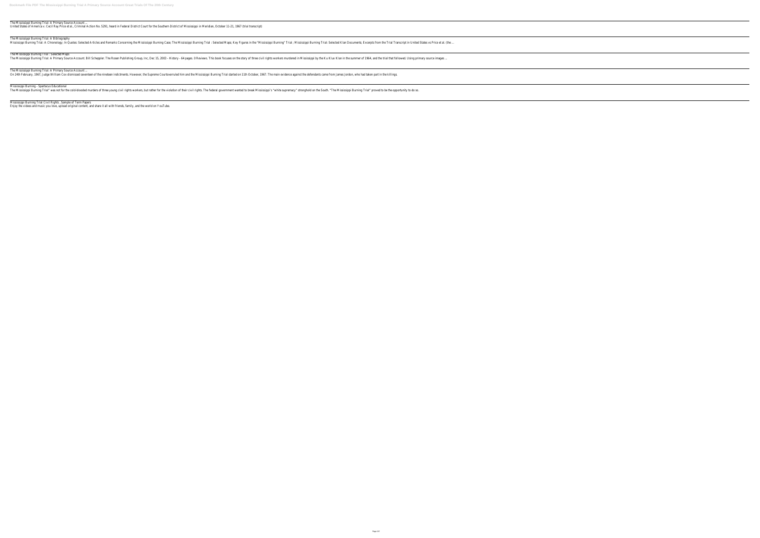The Mississippi Burning Trial: A Primary Source Account ...
United States of America v. Cecil Ray Price et al., Criminal Action No. 5291, heard in Federal District Court for the Southern District of Mississippi in Meridian, October 11-21, 1967 (trial transcript)

The Mississippi Burning Trial: A Bibliography
Mississippi Burning Trial: A Chronology; In Quotes: Selected Articles and Remarks Concerning the Mississippi Burning Case; The Mississippi Burning Trial : Selected Maps; Key Figures in the "Mississippi Burning" Trial ; Mississippi Burning Trial: Selected Klan Documents; Excerpts from the Trial Transcript in United States vs Price et al. (the ...

The Mississippi Burning Trial : Selected Maps
The Mississippi Burning Trial: A Primary Source Account. Bill Scheppler. The Rosen Publishing Group, Inc, Dec 15, 2003 - History - 64 pages. 0 Reviews. This book focuses on the story of three civil rights workers murdered in Mississippi by the Ku Klux Klan in the summer of 1964, and the trial that followed. Using primary source images ...

The Mississippi Burning Trial: A Primary Source Account ...
On 24th February, 1967, Judge William Cox dismissed seventeen of the nineteen indictments. However, the Supreme Courtoverruled him and the Mississippi Burning Trial started on 11th October, 1967. The main evidence against the defendants came from James Jordon, who had taken part in the killings.

Mississippi Burning - Spartacus Educational
The Mississippi Burning Trial" was not for the cold-blooded murders of three young civil rights workers, but rather for the violation of their civil rights. The federal government wanted to break Mississippi's "white supremacy" stronghold on the South. "The Mississippi Burning Trial" proved to be the opportunity to do so.

Mississippi Burning Trial Civil Rights , Sample of Term Papers
Enjoy the videos and music you love, upload original content, and share it all with friends, family, and the world on YouTube.